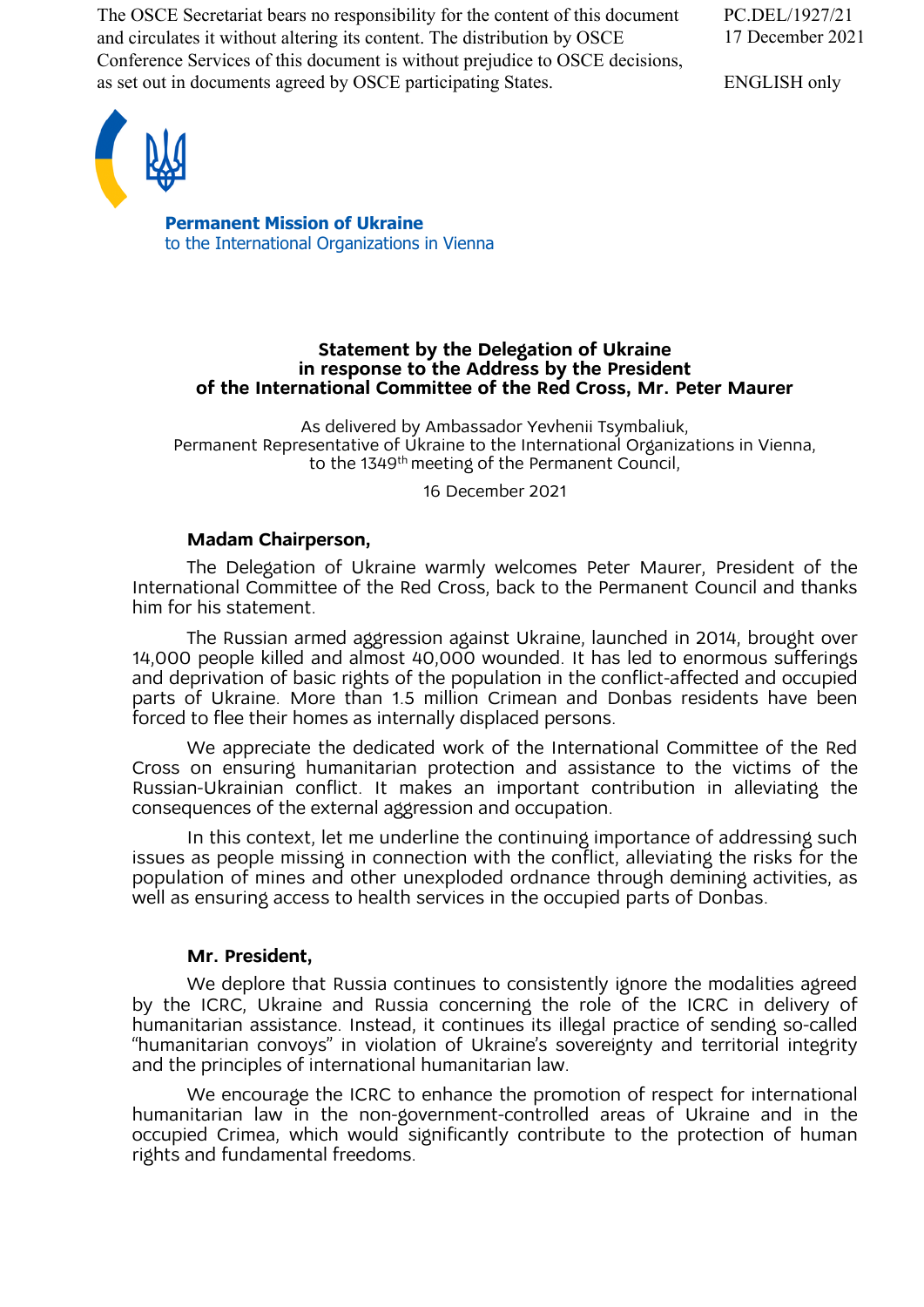The OSCE Secretariat bears no responsibility for the content of this document and circulates it without altering its content. The distribution by OSCE Conference Services of this document is without prejudice to OSCE decisions, as set out in documents agreed by OSCE participating States.

PC.DEL/1927/21
17 December 2021

ENGLISH only

**Permanent Mission of Ukraine**
to the International Organizations in Vienna

**Statement by the Delegation of Ukraine in response to the Address by the President of the International Committee of the Red Cross, Mr. Peter Maurer**

As delivered by Ambassador Yevhenii Tsymbaliuk,
Permanent Representative of Ukraine to the International Organizations in Vienna,
to the 1349th meeting of the Permanent Council,

16 December 2021

**Madam Chairperson,**

The Delegation of Ukraine warmly welcomes Peter Maurer, President of the International Committee of the Red Cross, back to the Permanent Council and thanks him for his statement.

The Russian armed aggression against Ukraine, launched in 2014, brought over 14,000 people killed and almost 40,000 wounded. It has led to enormous sufferings and deprivation of basic rights of the population in the conflict-affected and occupied parts of Ukraine. More than 1.5 million Crimean and Donbas residents have been forced to flee their homes as internally displaced persons.

We appreciate the dedicated work of the International Committee of the Red Cross on ensuring humanitarian protection and assistance to the victims of the Russian-Ukrainian conflict. It makes an important contribution in alleviating the consequences of the external aggression and occupation.

In this context, let me underline the continuing importance of addressing such issues as people missing in connection with the conflict, alleviating the risks for the population of mines and other unexploded ordnance through demining activities, as well as ensuring access to health services in the occupied parts of Donbas.

**Mr. President,**

We deplore that Russia continues to consistently ignore the modalities agreed by the ICRC, Ukraine and Russia concerning the role of the ICRC in delivery of humanitarian assistance. Instead, it continues its illegal practice of sending so-called "humanitarian convoys" in violation of Ukraine's sovereignty and territorial integrity and the principles of international humanitarian law.

We encourage the ICRC to enhance the promotion of respect for international humanitarian law in the non-government-controlled areas of Ukraine and in the occupied Crimea, which would significantly contribute to the protection of human rights and fundamental freedoms.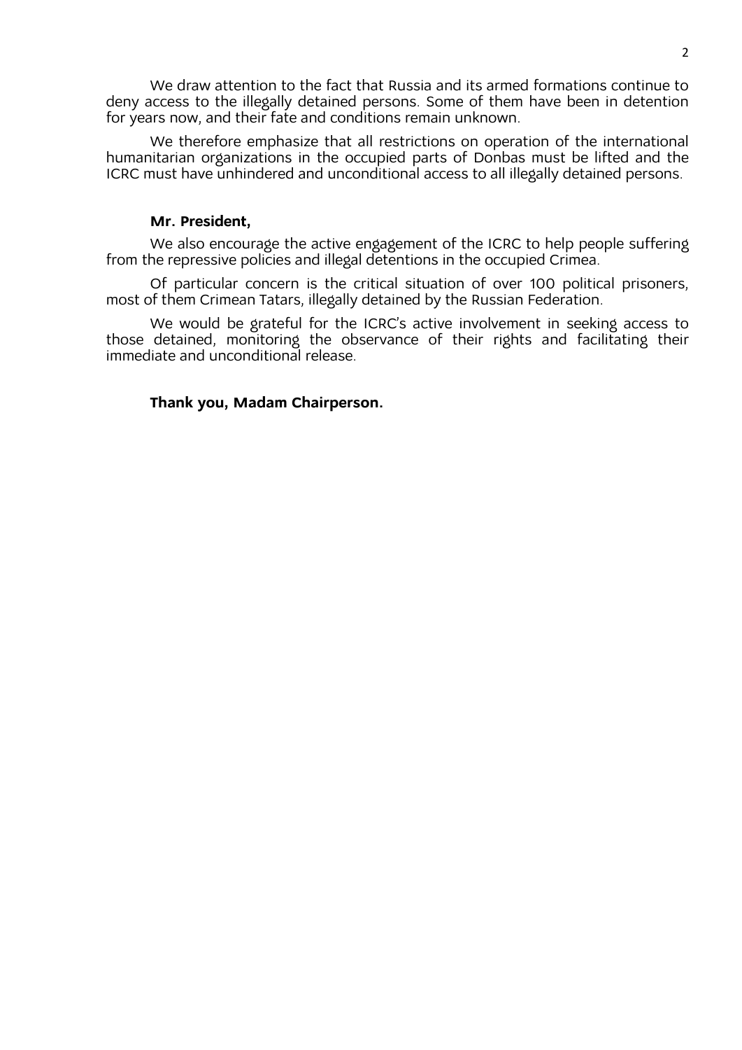We draw attention to the fact that Russia and its armed formations continue to deny access to the illegally detained persons. Some of them have been in detention for years now, and their fate and conditions remain unknown.

We therefore emphasize that all restrictions on operation of the international humanitarian organizations in the occupied parts of Donbas must be lifted and the ICRC must have unhindered and unconditional access to all illegally detained persons.

**Mr. President,**

We also encourage the active engagement of the ICRC to help people suffering from the repressive policies and illegal detentions in the occupied Crimea.

Of particular concern is the critical situation of over 100 political prisoners, most of them Crimean Tatars, illegally detained by the Russian Federation.

We would be grateful for the ICRC's active involvement in seeking access to those detained, monitoring the observance of their rights and facilitating their immediate and unconditional release.

**Thank you, Madam Chairperson.**